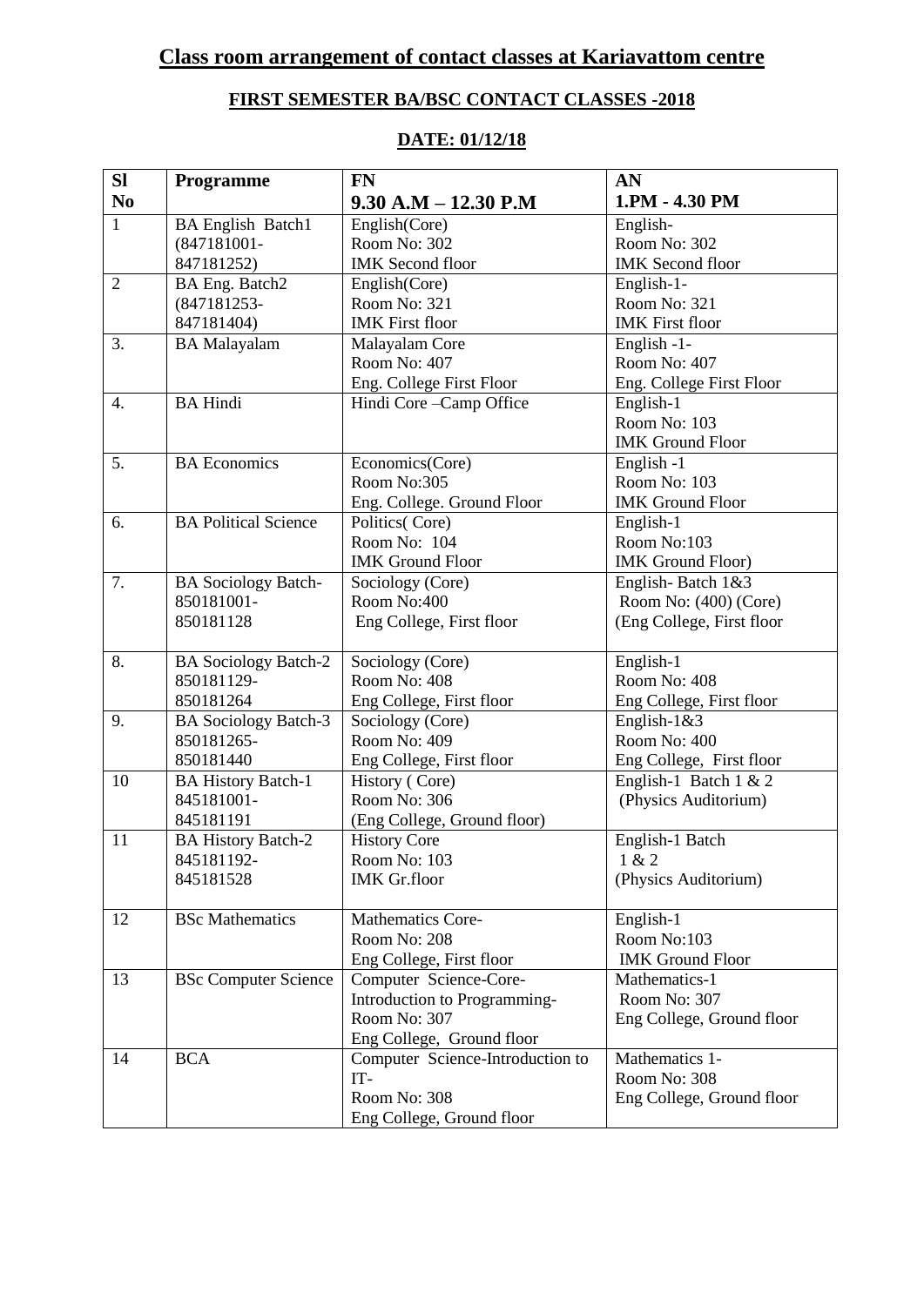# Class room arrangement of contact classes at Kariavattom centre

## FIRST SEMESTER BA/BSC CONTACT CLASSES -2018

## DATE: 01/12/18

| Sl No | Programme | FN<br>9.30 A.M – 12.30 P.M | AN<br>1.PM - 4.30 PM |
|---|---|---|---|
| 1 | BA English Batch1 (847181001-847181252) | English(Core)<br>Room No: 302<br>IMK Second floor | English-<br>Room No: 302<br>IMK Second floor |
| 2 | BA Eng. Batch2 (847181253-847181404) | English(Core)<br>Room No: 321<br>IMK First floor | English-1-<br>Room No: 321<br>IMK First floor |
| 3. | BA Malayalam | Malayalam Core<br>Room No: 407<br>Eng. College First Floor | English -1-<br>Room No: 407<br>Eng. College First Floor |
| 4. | BA Hindi | Hindi Core –Camp Office | English-1<br>Room No: 103<br>IMK Ground Floor |
| 5. | BA Economics | Economics(Core)<br>Room No:305<br>Eng. College. Ground Floor | English -1<br>Room No: 103<br>IMK Ground Floor |
| 6. | BA Political Science | Politics( Core)<br>Room No: 104<br>IMK Ground Floor | English-1<br>Room No:103<br>IMK Ground Floor) |
| 7. | BA Sociology Batch-850181001-850181128 | Sociology (Core)<br>Room No:400<br>Eng College, First floor | English- Batch 1&3<br>Room No: (400) (Core)<br>(Eng College, First floor |
| 8. | BA Sociology Batch-2 850181129-850181264 | Sociology (Core)<br>Room No: 408<br>Eng College, First floor | English-1<br>Room No: 408<br>Eng College, First floor |
| 9. | BA Sociology Batch-3 850181265-850181440 | Sociology (Core)<br>Room No: 409<br>Eng College, First floor | English-1&3<br>Room No: 400<br>Eng College, First floor |
| 10 | BA History Batch-1 845181001-845181191 | History ( Core)<br>Room No: 306<br>(Eng College, Ground floor) | English-1 Batch 1 & 2<br>(Physics Auditorium) |
| 11 | BA History Batch-2 845181192-845181528 | History Core<br>Room No: 103<br>IMK Gr.floor | English-1 Batch<br>1 & 2<br>(Physics Auditorium) |
| 12 | BSc Mathematics | Mathematics Core-<br>Room No: 208<br>Eng College, First floor | English-1<br>Room No:103<br>IMK Ground Floor |
| 13 | BSc Computer Science | Computer Science-Core-<br>Introduction to Programming-<br>Room No: 307<br>Eng College, Ground floor | Mathematics-1<br>Room No: 307<br>Eng College, Ground floor |
| 14 | BCA | Computer Science-Introduction to IT-<br>Room No: 308<br>Eng College, Ground floor | Mathematics 1-<br>Room No: 308<br>Eng College, Ground floor |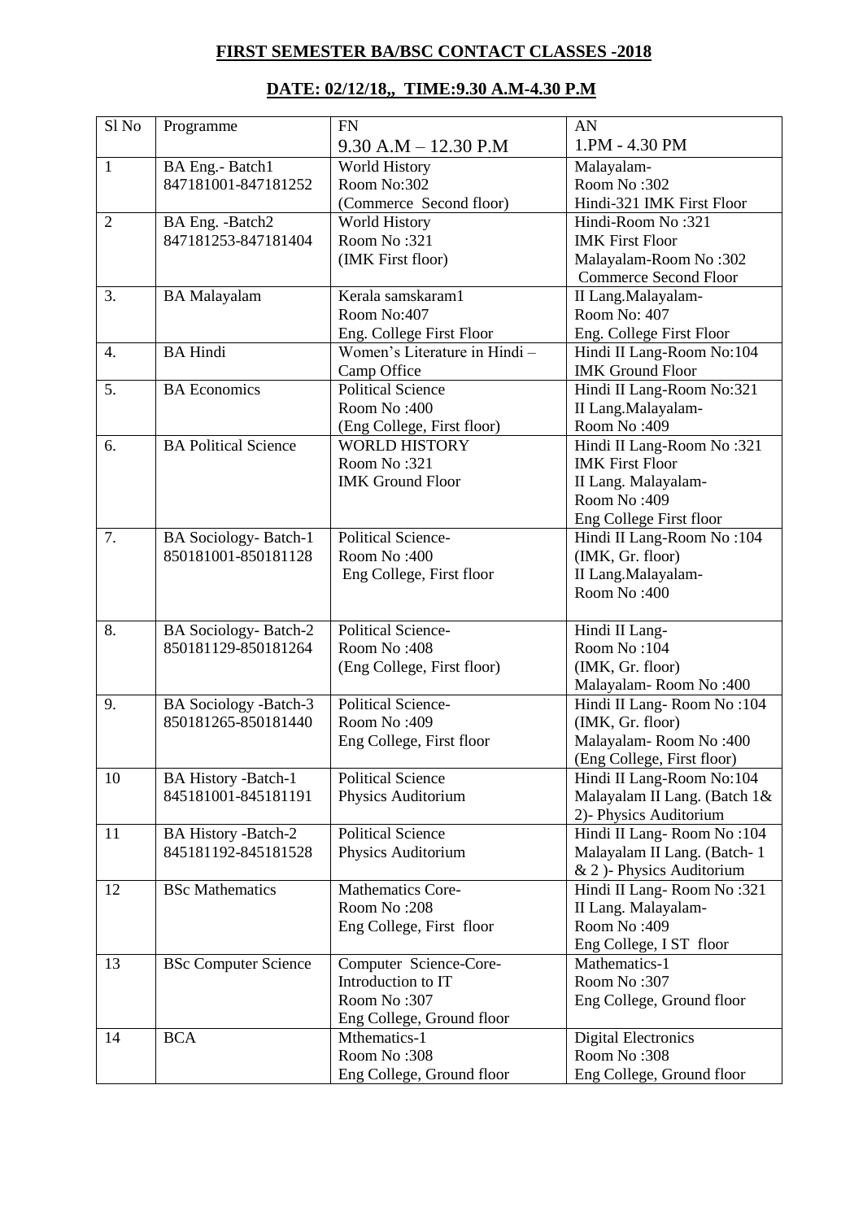**FIRST SEMESTER BA/BSC CONTACT CLASSES -2018**

**DATE: 02/12/18,, TIME:9.30 A.M-4.30 P.M**

| Sl No | Programme | FN 9.30 A.M – 12.30 P.M | AN 1.PM - 4.30 PM |
|---|---|---|---|
| 1 | BA Eng.- Batch1 847181001-847181252 | World History Room No:302 (Commerce Second floor) | Malayalam- Room No :302 Hindi-321 IMK First Floor |
| 2 | BA Eng. -Batch2 847181253-847181404 | World History Room No :321 (IMK First floor) | Hindi-Room No :321 IMK First Floor Malayalam-Room No :302 Commerce Second Floor |
| 3. | BA Malayalam | Kerala samskaram1 Room No:407 Eng. College First Floor | II Lang.Malayalam- Room No: 407 Eng. College First Floor |
| 4. | BA Hindi | Women's Literature in Hindi – Camp Office | Hindi II Lang-Room No:104 IMK Ground Floor |
| 5. | BA Economics | Political Science Room No :400 (Eng College, First floor) | Hindi II Lang-Room No:321 II Lang.Malayalam- Room No :409 |
| 6. | BA Political Science | WORLD HISTORY Room No :321 IMK Ground Floor | Hindi II Lang-Room No :321 IMK First Floor II Lang. Malayalam- Room No :409 Eng College First floor |
| 7. | BA Sociology- Batch-1 850181001-850181128 | Political Science- Room No :400 Eng College, First floor | Hindi II Lang-Room No :104 (IMK, Gr. floor) II Lang.Malayalam- Room No :400 |
| 8. | BA Sociology- Batch-2 850181129-850181264 | Political Science- Room No :408 (Eng College, First floor) | Hindi II Lang- Room No :104 (IMK, Gr. floor) Malayalam- Room No :400 |
| 9. | BA Sociology -Batch-3 850181265-850181440 | Political Science- Room No :409 Eng College, First floor | Hindi II Lang- Room No :104 (IMK, Gr. floor) Malayalam- Room No :400 (Eng College, First floor) |
| 10 | BA History -Batch-1 845181001-845181191 | Political Science Physics Auditorium | Hindi II Lang-Room No:104 Malayalam II Lang. (Batch 1& 2)- Physics Auditorium |
| 11 | BA History -Batch-2 845181192-845181528 | Political Science Physics Auditorium | Hindi II Lang- Room No :104 Malayalam II Lang. (Batch- 1 & 2 )- Physics Auditorium |
| 12 | BSc Mathematics | Mathematics Core- Room No :208 Eng College, First floor | Hindi II Lang- Room No :321 II Lang. Malayalam- Room No :409 Eng College, I ST floor |
| 13 | BSc Computer Science | Computer Science-Core- Introduction to IT Room No :307 Eng College, Ground floor | Mathematics-1 Room No :307 Eng College, Ground floor |
| 14 | BCA | Mthematics-1 Room No :308 Eng College, Ground floor | Digital Electronics Room No :308 Eng College, Ground floor |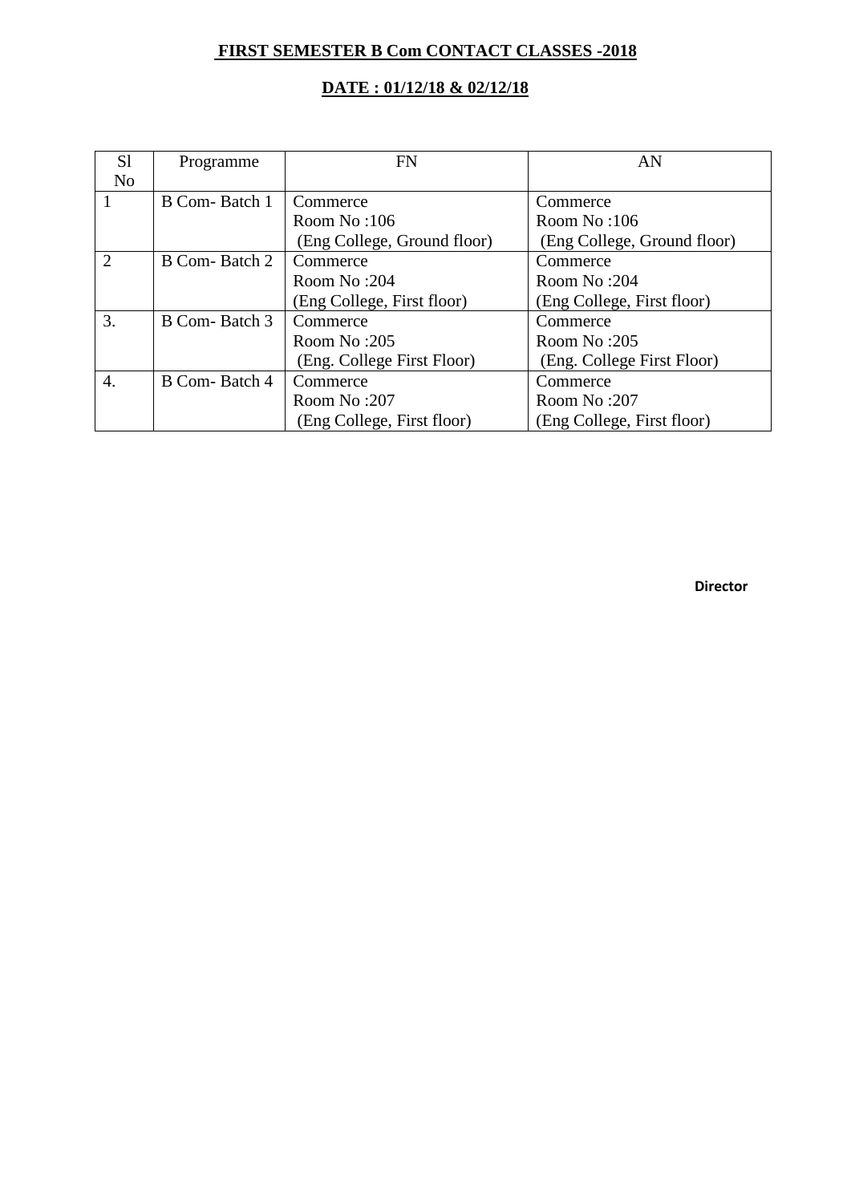**FIRST SEMESTER B Com CONTACT CLASSES -2018**

**DATE : 01/12/18 & 02/12/18**

| Sl No | Programme | FN | AN |
|---|---|---|---|
| 1 | B Com- Batch 1 | Commerce<br>Room No :106<br>(Eng College, Ground floor) | Commerce<br>Room No :106<br>(Eng College, Ground floor) |
| 2 | B Com- Batch 2 | Commerce<br>Room No :204<br>(Eng College, First floor) | Commerce<br>Room No :204<br>(Eng College, First floor) |
| 3. | B Com- Batch 3 | Commerce<br>Room No :205<br>(Eng. College First Floor) | Commerce<br>Room No :205<br>(Eng. College First Floor) |
| 4. | B Com- Batch 4 | Commerce<br>Room No :207<br>(Eng College, First floor) | Commerce<br>Room No :207<br>(Eng College, First floor) |

**Director**